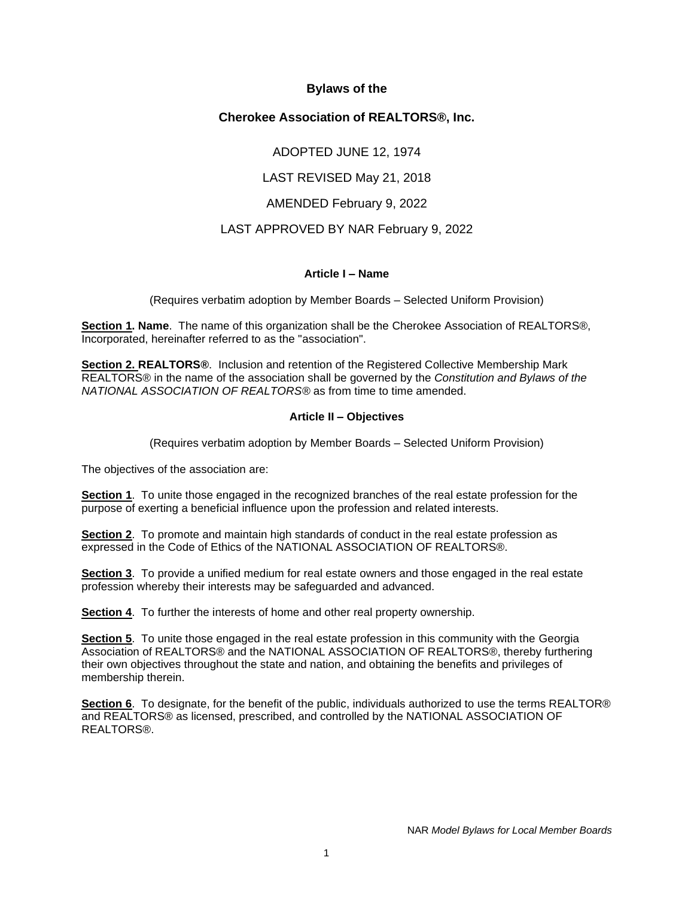# Bylaws of the

# Cherokee Association of REALTORS®, Inc.

ADOPTED JUNE 12, 1974

LAST REVISED May 21, 2018

AMENDED February 9, 2022

LAST APPROVED BY NAR February 9, 2022

## Article I – Name

(Requires verbatim adoption by Member Boards – Selected Uniform Provision)

**Section 1. Name**. The name of this organization shall be the Cherokee Association of REALTORS®, Incorporated, hereinafter referred to as the "association".

**Section 2. REALTORS®**. Inclusion and retention of the Registered Collective Membership Mark REALTORS® in the name of the association shall be governed by the *Constitution and Bylaws of the NATIONAL ASSOCIATION OF REALTORS®* as from time to time amended.

## Article II – Objectives

(Requires verbatim adoption by Member Boards – Selected Uniform Provision)

The objectives of the association are:

**Section 1**. To unite those engaged in the recognized branches of the real estate profession for the purpose of exerting a beneficial influence upon the profession and related interests.

**Section 2**. To promote and maintain high standards of conduct in the real estate profession as expressed in the Code of Ethics of the NATIONAL ASSOCIATION OF REALTORS®.

**Section 3**. To provide a unified medium for real estate owners and those engaged in the real estate profession whereby their interests may be safeguarded and advanced.

**Section 4**. To further the interests of home and other real property ownership.

**Section 5**. To unite those engaged in the real estate profession in this community with the Georgia Association of REALTORS® and the NATIONAL ASSOCIATION OF REALTORS®, thereby furthering their own objectives throughout the state and nation, and obtaining the benefits and privileges of membership therein.

**Section 6**. To designate, for the benefit of the public, individuals authorized to use the terms REALTOR® and REALTORS® as licensed, prescribed, and controlled by the NATIONAL ASSOCIATION OF REALTORS®.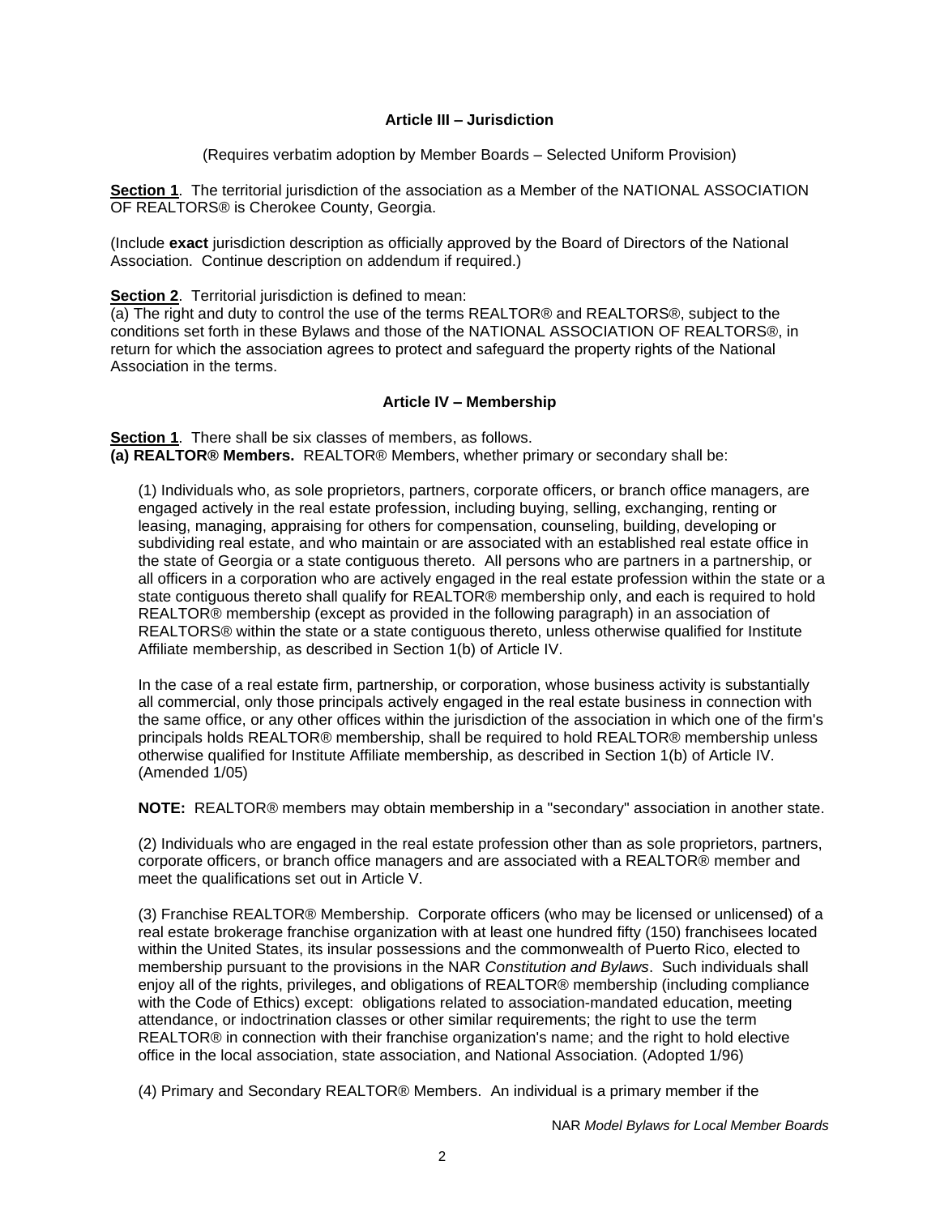### Article III – Jurisdiction

(Requires verbatim adoption by Member Boards – Selected Uniform Provision)

**Section 1**. The territorial jurisdiction of the association as a Member of the NATIONAL ASSOCIATION OF REALTORS® is Cherokee County, Georgia.

(Include **exact** jurisdiction description as officially approved by the Board of Directors of the National Association. Continue description on addendum if required.)

**Section 2**. Territorial jurisdiction is defined to mean:
(a) The right and duty to control the use of the terms REALTOR® and REALTORS®, subject to the conditions set forth in these Bylaws and those of the NATIONAL ASSOCIATION OF REALTORS®, in return for which the association agrees to protect and safeguard the property rights of the National Association in the terms.

### Article IV – Membership

**Section 1**. There shall be six classes of members, as follows.
**(a) REALTOR® Members.** REALTOR® Members, whether primary or secondary shall be:

(1) Individuals who, as sole proprietors, partners, corporate officers, or branch office managers, are engaged actively in the real estate profession, including buying, selling, exchanging, renting or leasing, managing, appraising for others for compensation, counseling, building, developing or subdividing real estate, and who maintain or are associated with an established real estate office in the state of Georgia or a state contiguous thereto. All persons who are partners in a partnership, or all officers in a corporation who are actively engaged in the real estate profession within the state or a state contiguous thereto shall qualify for REALTOR® membership only, and each is required to hold REALTOR® membership (except as provided in the following paragraph) in an association of REALTORS® within the state or a state contiguous thereto, unless otherwise qualified for Institute Affiliate membership, as described in Section 1(b) of Article IV.

In the case of a real estate firm, partnership, or corporation, whose business activity is substantially all commercial, only those principals actively engaged in the real estate business in connection with the same office, or any other offices within the jurisdiction of the association in which one of the firm's principals holds REALTOR® membership, shall be required to hold REALTOR® membership unless otherwise qualified for Institute Affiliate membership, as described in Section 1(b) of Article IV. (Amended 1/05)

**NOTE:** REALTOR® members may obtain membership in a "secondary" association in another state.

(2) Individuals who are engaged in the real estate profession other than as sole proprietors, partners, corporate officers, or branch office managers and are associated with a REALTOR® member and meet the qualifications set out in Article V.

(3) Franchise REALTOR® Membership. Corporate officers (who may be licensed or unlicensed) of a real estate brokerage franchise organization with at least one hundred fifty (150) franchisees located within the United States, its insular possessions and the commonwealth of Puerto Rico, elected to membership pursuant to the provisions in the NAR *Constitution and Bylaws*. Such individuals shall enjoy all of the rights, privileges, and obligations of REALTOR® membership (including compliance with the Code of Ethics) except: obligations related to association-mandated education, meeting attendance, or indoctrination classes or other similar requirements; the right to use the term REALTOR® in connection with their franchise organization's name; and the right to hold elective office in the local association, state association, and National Association. (Adopted 1/96)

(4) Primary and Secondary REALTOR® Members. An individual is a primary member if the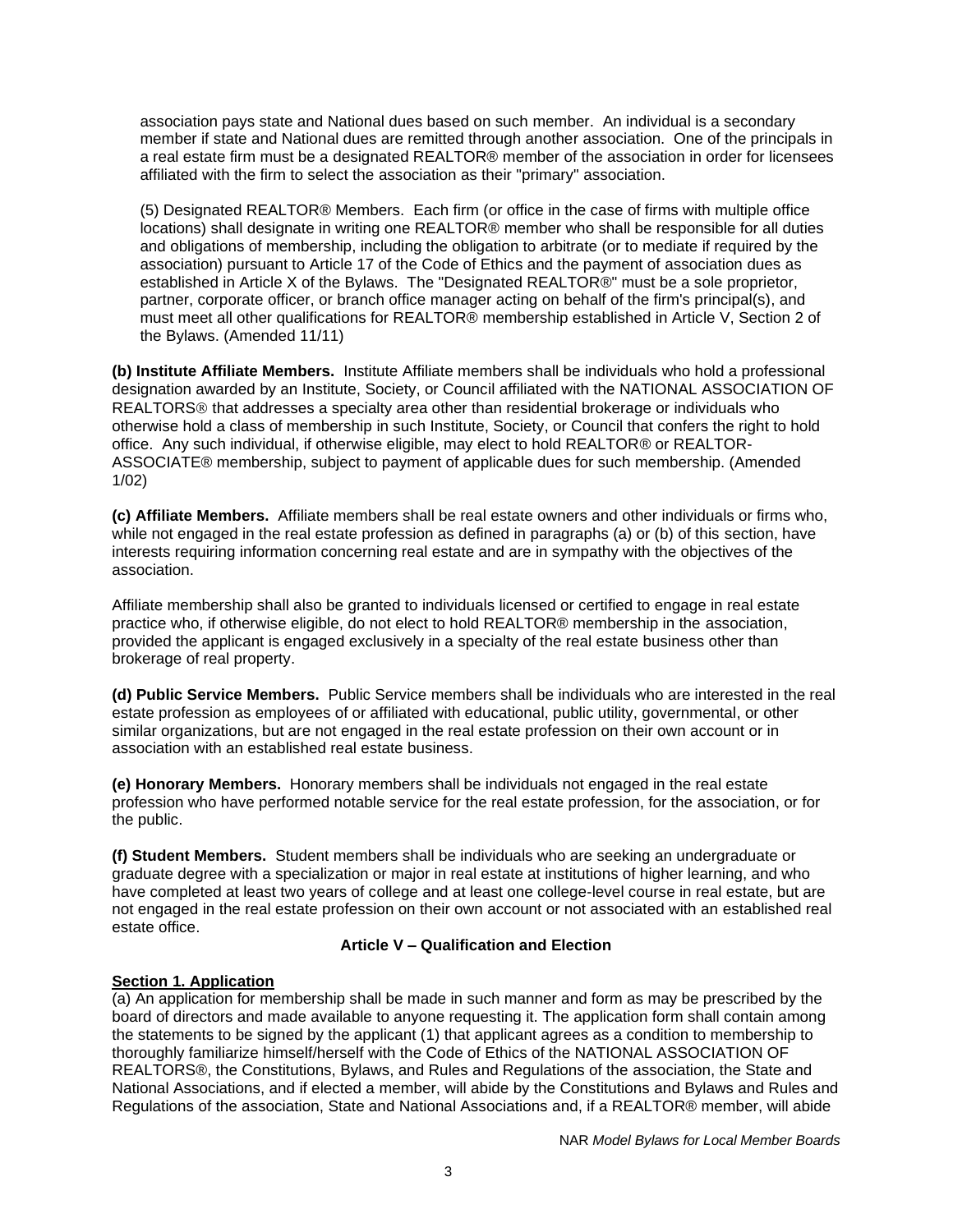association pays state and National dues based on such member. An individual is a secondary member if state and National dues are remitted through another association. One of the principals in a real estate firm must be a designated REALTOR® member of the association in order for licensees affiliated with the firm to select the association as their "primary" association.

(5) Designated REALTOR® Members. Each firm (or office in the case of firms with multiple office locations) shall designate in writing one REALTOR® member who shall be responsible for all duties and obligations of membership, including the obligation to arbitrate (or to mediate if required by the association) pursuant to Article 17 of the Code of Ethics and the payment of association dues as established in Article X of the Bylaws. The "Designated REALTOR®" must be a sole proprietor, partner, corporate officer, or branch office manager acting on behalf of the firm's principal(s), and must meet all other qualifications for REALTOR® membership established in Article V, Section 2 of the Bylaws. (Amended 11/11)

**(b) Institute Affiliate Members.** Institute Affiliate members shall be individuals who hold a professional designation awarded by an Institute, Society, or Council affiliated with the NATIONAL ASSOCIATION OF REALTORS® that addresses a specialty area other than residential brokerage or individuals who otherwise hold a class of membership in such Institute, Society, or Council that confers the right to hold office. Any such individual, if otherwise eligible, may elect to hold REALTOR® or REALTOR-ASSOCIATE® membership, subject to payment of applicable dues for such membership. (Amended 1/02)

**(c) Affiliate Members.** Affiliate members shall be real estate owners and other individuals or firms who, while not engaged in the real estate profession as defined in paragraphs (a) or (b) of this section, have interests requiring information concerning real estate and are in sympathy with the objectives of the association.

Affiliate membership shall also be granted to individuals licensed or certified to engage in real estate practice who, if otherwise eligible, do not elect to hold REALTOR® membership in the association, provided the applicant is engaged exclusively in a specialty of the real estate business other than brokerage of real property.

**(d) Public Service Members.** Public Service members shall be individuals who are interested in the real estate profession as employees of or affiliated with educational, public utility, governmental, or other similar organizations, but are not engaged in the real estate profession on their own account or in association with an established real estate business.

**(e) Honorary Members.** Honorary members shall be individuals not engaged in the real estate profession who have performed notable service for the real estate profession, for the association, or for the public.

**(f) Student Members.** Student members shall be individuals who are seeking an undergraduate or graduate degree with a specialization or major in real estate at institutions of higher learning, and who have completed at least two years of college and at least one college-level course in real estate, but are not engaged in the real estate profession on their own account or not associated with an established real estate office.

## Article V – Qualification and Election

### Section 1. Application

(a) An application for membership shall be made in such manner and form as may be prescribed by the board of directors and made available to anyone requesting it. The application form shall contain among the statements to be signed by the applicant (1) that applicant agrees as a condition to membership to thoroughly familiarize himself/herself with the Code of Ethics of the NATIONAL ASSOCIATION OF REALTORS®, the Constitutions, Bylaws, and Rules and Regulations of the association, the State and National Associations, and if elected a member, will abide by the Constitutions and Bylaws and Rules and Regulations of the association, State and National Associations and, if a REALTOR® member, will abide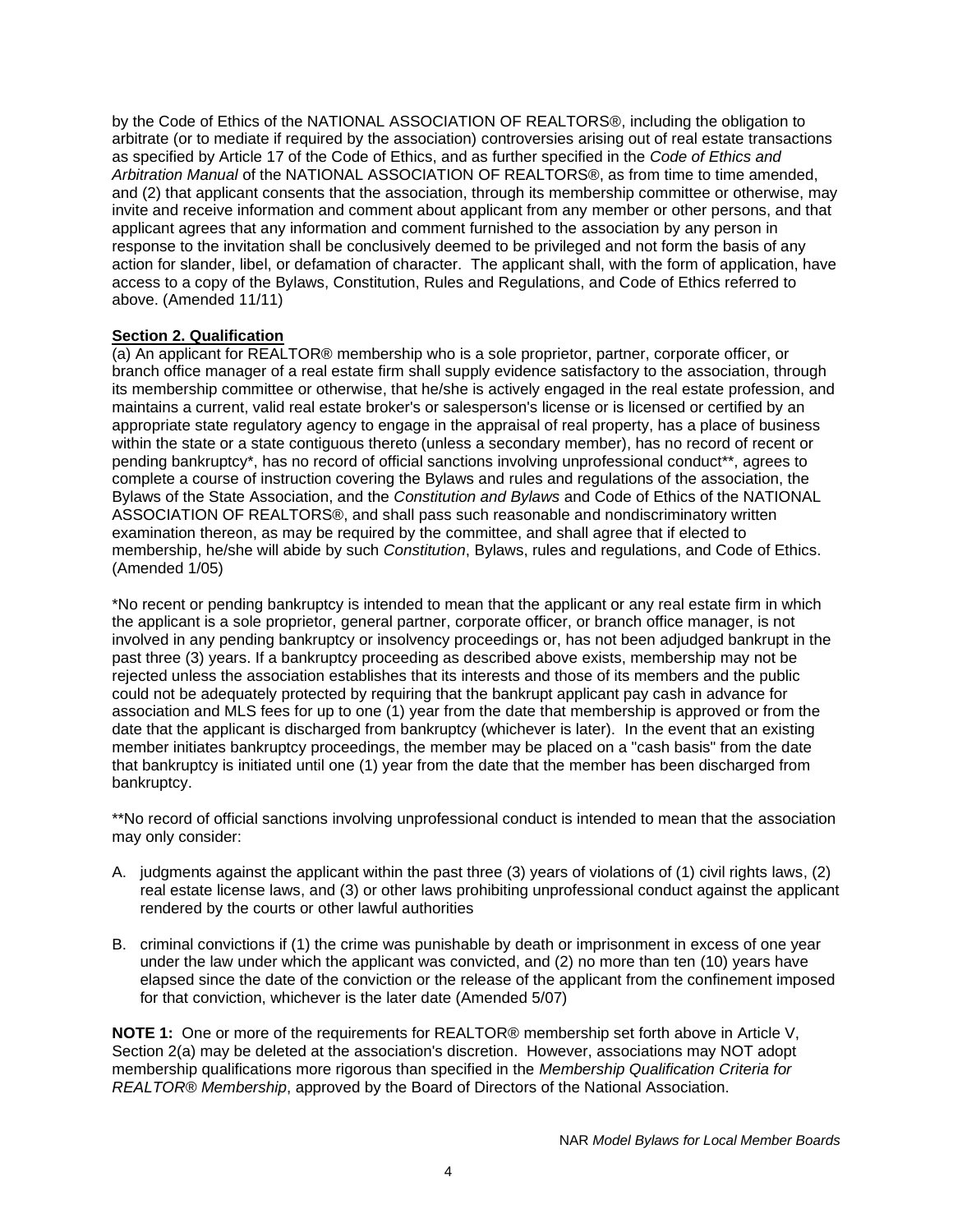by the Code of Ethics of the NATIONAL ASSOCIATION OF REALTORS®, including the obligation to arbitrate (or to mediate if required by the association) controversies arising out of real estate transactions as specified by Article 17 of the Code of Ethics, and as further specified in the *Code of Ethics and Arbitration Manual* of the NATIONAL ASSOCIATION OF REALTORS®, as from time to time amended, and (2) that applicant consents that the association, through its membership committee or otherwise, may invite and receive information and comment about applicant from any member or other persons, and that applicant agrees that any information and comment furnished to the association by any person in response to the invitation shall be conclusively deemed to be privileged and not form the basis of any action for slander, libel, or defamation of character. The applicant shall, with the form of application, have access to a copy of the Bylaws, Constitution, Rules and Regulations, and Code of Ethics referred to above. (Amended 11/11)

**Section 2. Qualification**

(a) An applicant for REALTOR® membership who is a sole proprietor, partner, corporate officer, or branch office manager of a real estate firm shall supply evidence satisfactory to the association, through its membership committee or otherwise, that he/she is actively engaged in the real estate profession, and maintains a current, valid real estate broker's or salesperson's license or is licensed or certified by an appropriate state regulatory agency to engage in the appraisal of real property, has a place of business within the state or a state contiguous thereto (unless a secondary member), has no record of recent or pending bankruptcy*, has no record of official sanctions involving unprofessional conduct**, agrees to complete a course of instruction covering the Bylaws and rules and regulations of the association, the Bylaws of the State Association, and the *Constitution and Bylaws* and Code of Ethics of the NATIONAL ASSOCIATION OF REALTORS®, and shall pass such reasonable and nondiscriminatory written examination thereon, as may be required by the committee, and shall agree that if elected to membership, he/she will abide by such *Constitution*, Bylaws, rules and regulations, and Code of Ethics. (Amended 1/05)

*No recent or pending bankruptcy is intended to mean that the applicant or any real estate firm in which the applicant is a sole proprietor, general partner, corporate officer, or branch office manager, is not involved in any pending bankruptcy or insolvency proceedings or, has not been adjudged bankrupt in the past three (3) years. If a bankruptcy proceeding as described above exists, membership may not be rejected unless the association establishes that its interests and those of its members and the public could not be adequately protected by requiring that the bankrupt applicant pay cash in advance for association and MLS fees for up to one (1) year from the date that membership is approved or from the date that the applicant is discharged from bankruptcy (whichever is later). In the event that an existing member initiates bankruptcy proceedings, the member may be placed on a "cash basis" from the date that bankruptcy is initiated until one (1) year from the date that the member has been discharged from bankruptcy.

**No record of official sanctions involving unprofessional conduct is intended to mean that the association may only consider:

A. judgments against the applicant within the past three (3) years of violations of (1) civil rights laws, (2) real estate license laws, and (3) or other laws prohibiting unprofessional conduct against the applicant rendered by the courts or other lawful authorities

B. criminal convictions if (1) the crime was punishable by death or imprisonment in excess of one year under the law under which the applicant was convicted, and (2) no more than ten (10) years have elapsed since the date of the conviction or the release of the applicant from the confinement imposed for that conviction, whichever is the later date (Amended 5/07)

**NOTE 1:** One or more of the requirements for REALTOR® membership set forth above in Article V, Section 2(a) may be deleted at the association's discretion. However, associations may NOT adopt membership qualifications more rigorous than specified in the *Membership Qualification Criteria for REALTOR® Membership*, approved by the Board of Directors of the National Association.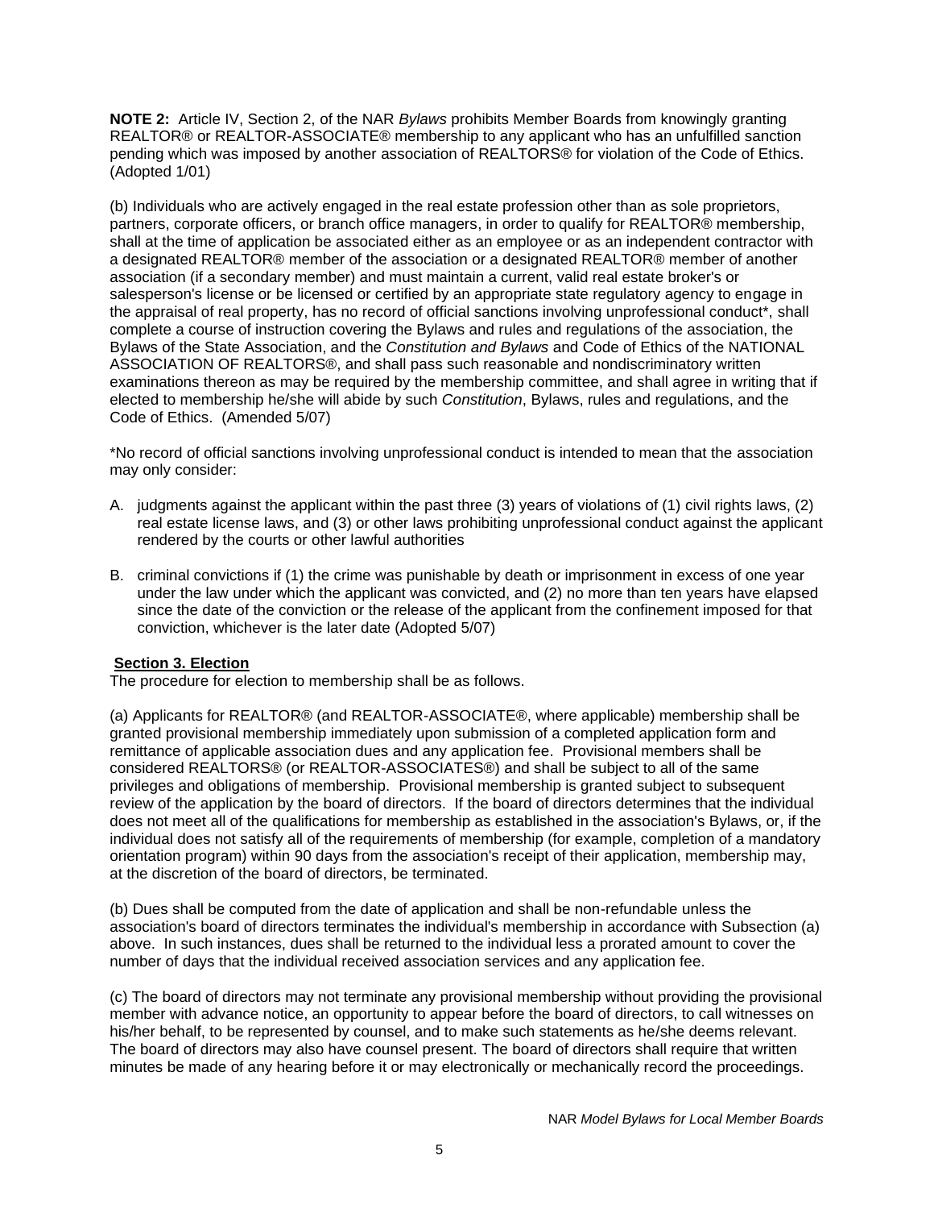**NOTE 2:** Article IV, Section 2, of the NAR *Bylaws* prohibits Member Boards from knowingly granting REALTOR® or REALTOR-ASSOCIATE® membership to any applicant who has an unfulfilled sanction pending which was imposed by another association of REALTORS® for violation of the Code of Ethics. (Adopted 1/01)

(b) Individuals who are actively engaged in the real estate profession other than as sole proprietors, partners, corporate officers, or branch office managers, in order to qualify for REALTOR® membership, shall at the time of application be associated either as an employee or as an independent contractor with a designated REALTOR® member of the association or a designated REALTOR® member of another association (if a secondary member) and must maintain a current, valid real estate broker's or salesperson's license or be licensed or certified by an appropriate state regulatory agency to engage in the appraisal of real property, has no record of official sanctions involving unprofessional conduct*, shall complete a course of instruction covering the Bylaws and rules and regulations of the association, the Bylaws of the State Association, and the *Constitution and Bylaws* and Code of Ethics of the NATIONAL ASSOCIATION OF REALTORS®, and shall pass such reasonable and nondiscriminatory written examinations thereon as may be required by the membership committee, and shall agree in writing that if elected to membership he/she will abide by such *Constitution*, Bylaws, rules and regulations, and the Code of Ethics. (Amended 5/07)

*No record of official sanctions involving unprofessional conduct is intended to mean that the association may only consider:

A. judgments against the applicant within the past three (3) years of violations of (1) civil rights laws, (2) real estate license laws, and (3) or other laws prohibiting unprofessional conduct against the applicant rendered by the courts or other lawful authorities

B. criminal convictions if (1) the crime was punishable by death or imprisonment in excess of one year under the law under which the applicant was convicted, and (2) no more than ten years have elapsed since the date of the conviction or the release of the applicant from the confinement imposed for that conviction, whichever is the later date (Adopted 5/07)

**Section 3. Election**

The procedure for election to membership shall be as follows.

(a) Applicants for REALTOR® (and REALTOR-ASSOCIATE®, where applicable) membership shall be granted provisional membership immediately upon submission of a completed application form and remittance of applicable association dues and any application fee. Provisional members shall be considered REALTORS® (or REALTOR-ASSOCIATES®) and shall be subject to all of the same privileges and obligations of membership. Provisional membership is granted subject to subsequent review of the application by the board of directors. If the board of directors determines that the individual does not meet all of the qualifications for membership as established in the association's Bylaws, or, if the individual does not satisfy all of the requirements of membership (for example, completion of a mandatory orientation program) within 90 days from the association's receipt of their application, membership may, at the discretion of the board of directors, be terminated.

(b) Dues shall be computed from the date of application and shall be non-refundable unless the association's board of directors terminates the individual's membership in accordance with Subsection (a) above. In such instances, dues shall be returned to the individual less a prorated amount to cover the number of days that the individual received association services and any application fee.

(c) The board of directors may not terminate any provisional membership without providing the provisional member with advance notice, an opportunity to appear before the board of directors, to call witnesses on his/her behalf, to be represented by counsel, and to make such statements as he/she deems relevant. The board of directors may also have counsel present. The board of directors shall require that written minutes be made of any hearing before it or may electronically or mechanically record the proceedings.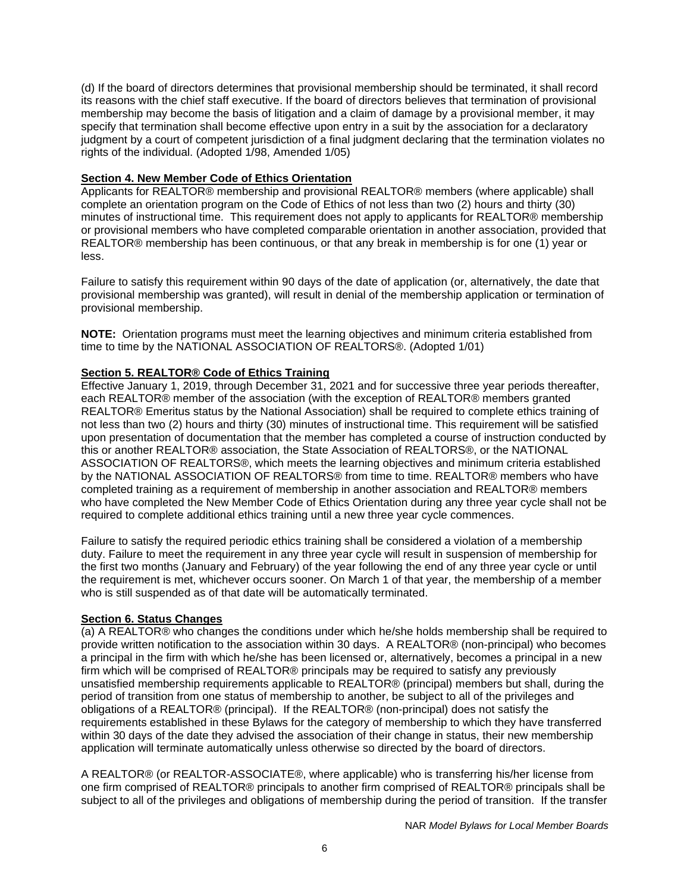(d) If the board of directors determines that provisional membership should be terminated, it shall record its reasons with the chief staff executive. If the board of directors believes that termination of provisional membership may become the basis of litigation and a claim of damage by a provisional member, it may specify that termination shall become effective upon entry in a suit by the association for a declaratory judgment by a court of competent jurisdiction of a final judgment declaring that the termination violates no rights of the individual. (Adopted 1/98, Amended 1/05)

**Section 4. New Member Code of Ethics Orientation**

Applicants for REALTOR® membership and provisional REALTOR® members (where applicable) shall complete an orientation program on the Code of Ethics of not less than two (2) hours and thirty (30) minutes of instructional time. This requirement does not apply to applicants for REALTOR® membership or provisional members who have completed comparable orientation in another association, provided that REALTOR® membership has been continuous, or that any break in membership is for one (1) year or less.

Failure to satisfy this requirement within 90 days of the date of application (or, alternatively, the date that provisional membership was granted), will result in denial of the membership application or termination of provisional membership.

**NOTE:** Orientation programs must meet the learning objectives and minimum criteria established from time to time by the NATIONAL ASSOCIATION OF REALTORS®. (Adopted 1/01)

**Section 5. REALTOR® Code of Ethics Training**

Effective January 1, 2019, through December 31, 2021 and for successive three year periods thereafter, each REALTOR® member of the association (with the exception of REALTOR® members granted REALTOR® Emeritus status by the National Association) shall be required to complete ethics training of not less than two (2) hours and thirty (30) minutes of instructional time. This requirement will be satisfied upon presentation of documentation that the member has completed a course of instruction conducted by this or another REALTOR® association, the State Association of REALTORS®, or the NATIONAL ASSOCIATION OF REALTORS®, which meets the learning objectives and minimum criteria established by the NATIONAL ASSOCIATION OF REALTORS® from time to time. REALTOR® members who have completed training as a requirement of membership in another association and REALTOR® members who have completed the New Member Code of Ethics Orientation during any three year cycle shall not be required to complete additional ethics training until a new three year cycle commences.

Failure to satisfy the required periodic ethics training shall be considered a violation of a membership duty. Failure to meet the requirement in any three year cycle will result in suspension of membership for the first two months (January and February) of the year following the end of any three year cycle or until the requirement is met, whichever occurs sooner. On March 1 of that year, the membership of a member who is still suspended as of that date will be automatically terminated.

**Section 6. Status Changes**

(a) A REALTOR® who changes the conditions under which he/she holds membership shall be required to provide written notification to the association within 30 days. A REALTOR® (non-principal) who becomes a principal in the firm with which he/she has been licensed or, alternatively, becomes a principal in a new firm which will be comprised of REALTOR® principals may be required to satisfy any previously unsatisfied membership requirements applicable to REALTOR® (principal) members but shall, during the period of transition from one status of membership to another, be subject to all of the privileges and obligations of a REALTOR® (principal). If the REALTOR® (non-principal) does not satisfy the requirements established in these Bylaws for the category of membership to which they have transferred within 30 days of the date they advised the association of their change in status, their new membership application will terminate automatically unless otherwise so directed by the board of directors.

A REALTOR® (or REALTOR-ASSOCIATE®, where applicable) who is transferring his/her license from one firm comprised of REALTOR® principals to another firm comprised of REALTOR® principals shall be subject to all of the privileges and obligations of membership during the period of transition. If the transfer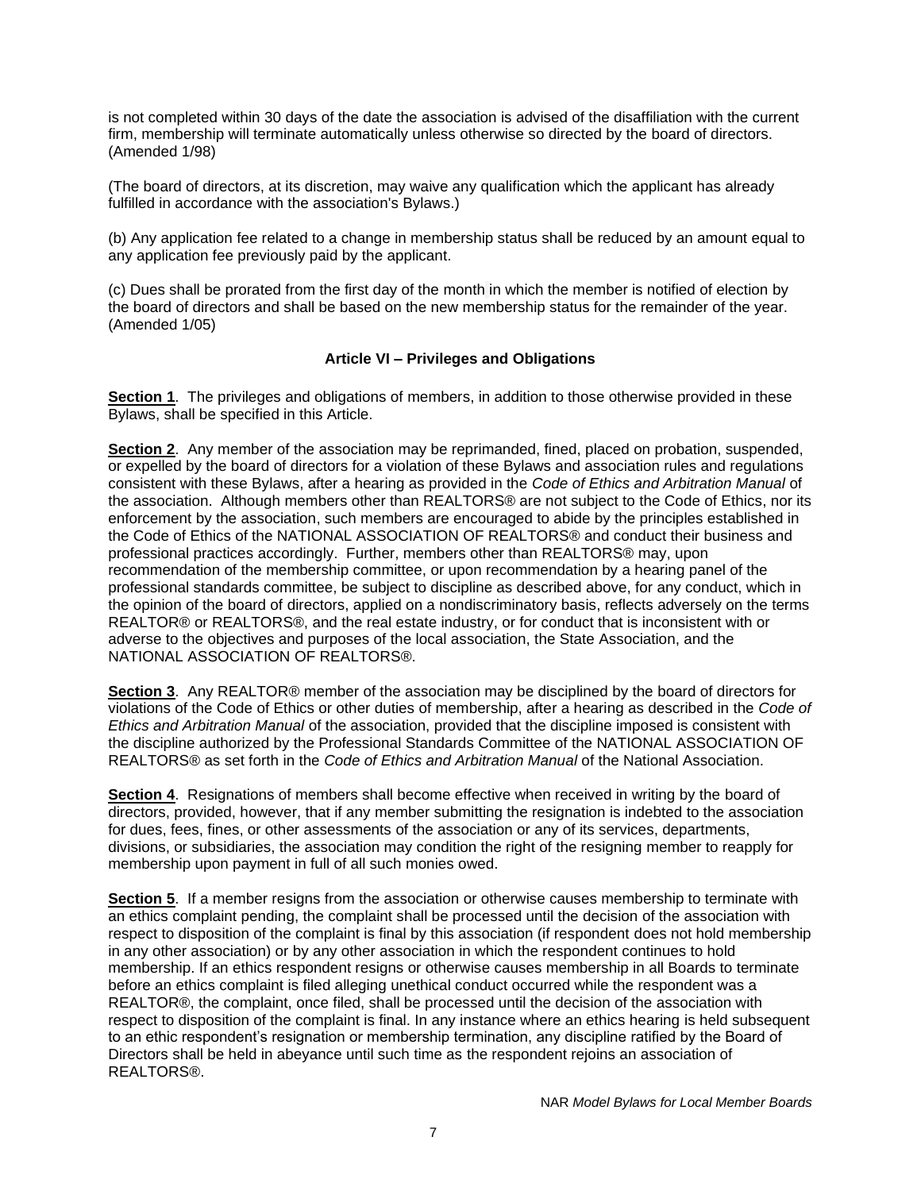is not completed within 30 days of the date the association is advised of the disaffiliation with the current firm, membership will terminate automatically unless otherwise so directed by the board of directors. (Amended 1/98)

(The board of directors, at its discretion, may waive any qualification which the applicant has already fulfilled in accordance with the association's Bylaws.)

(b) Any application fee related to a change in membership status shall be reduced by an amount equal to any application fee previously paid by the applicant.

(c) Dues shall be prorated from the first day of the month in which the member is notified of election by the board of directors and shall be based on the new membership status for the remainder of the year. (Amended 1/05)

### Article VI – Privileges and Obligations

**Section 1**. The privileges and obligations of members, in addition to those otherwise provided in these Bylaws, shall be specified in this Article.

**Section 2**. Any member of the association may be reprimanded, fined, placed on probation, suspended, or expelled by the board of directors for a violation of these Bylaws and association rules and regulations consistent with these Bylaws, after a hearing as provided in the *Code of Ethics and Arbitration Manual* of the association. Although members other than REALTORS® are not subject to the Code of Ethics, nor its enforcement by the association, such members are encouraged to abide by the principles established in the Code of Ethics of the NATIONAL ASSOCIATION OF REALTORS® and conduct their business and professional practices accordingly. Further, members other than REALTORS® may, upon recommendation of the membership committee, or upon recommendation by a hearing panel of the professional standards committee, be subject to discipline as described above, for any conduct, which in the opinion of the board of directors, applied on a nondiscriminatory basis, reflects adversely on the terms REALTOR® or REALTORS®, and the real estate industry, or for conduct that is inconsistent with or adverse to the objectives and purposes of the local association, the State Association, and the NATIONAL ASSOCIATION OF REALTORS®.

**Section 3**. Any REALTOR® member of the association may be disciplined by the board of directors for violations of the Code of Ethics or other duties of membership, after a hearing as described in the *Code of Ethics and Arbitration Manual* of the association, provided that the discipline imposed is consistent with the discipline authorized by the Professional Standards Committee of the NATIONAL ASSOCIATION OF REALTORS® as set forth in the *Code of Ethics and Arbitration Manual* of the National Association.

**Section 4**. Resignations of members shall become effective when received in writing by the board of directors, provided, however, that if any member submitting the resignation is indebted to the association for dues, fees, fines, or other assessments of the association or any of its services, departments, divisions, or subsidiaries, the association may condition the right of the resigning member to reapply for membership upon payment in full of all such monies owed.

**Section 5**. If a member resigns from the association or otherwise causes membership to terminate with an ethics complaint pending, the complaint shall be processed until the decision of the association with respect to disposition of the complaint is final by this association (if respondent does not hold membership in any other association) or by any other association in which the respondent continues to hold membership. If an ethics respondent resigns or otherwise causes membership in all Boards to terminate before an ethics complaint is filed alleging unethical conduct occurred while the respondent was a REALTOR®, the complaint, once filed, shall be processed until the decision of the association with respect to disposition of the complaint is final. In any instance where an ethics hearing is held subsequent to an ethic respondent's resignation or membership termination, any discipline ratified by the Board of Directors shall be held in abeyance until such time as the respondent rejoins an association of REALTORS®.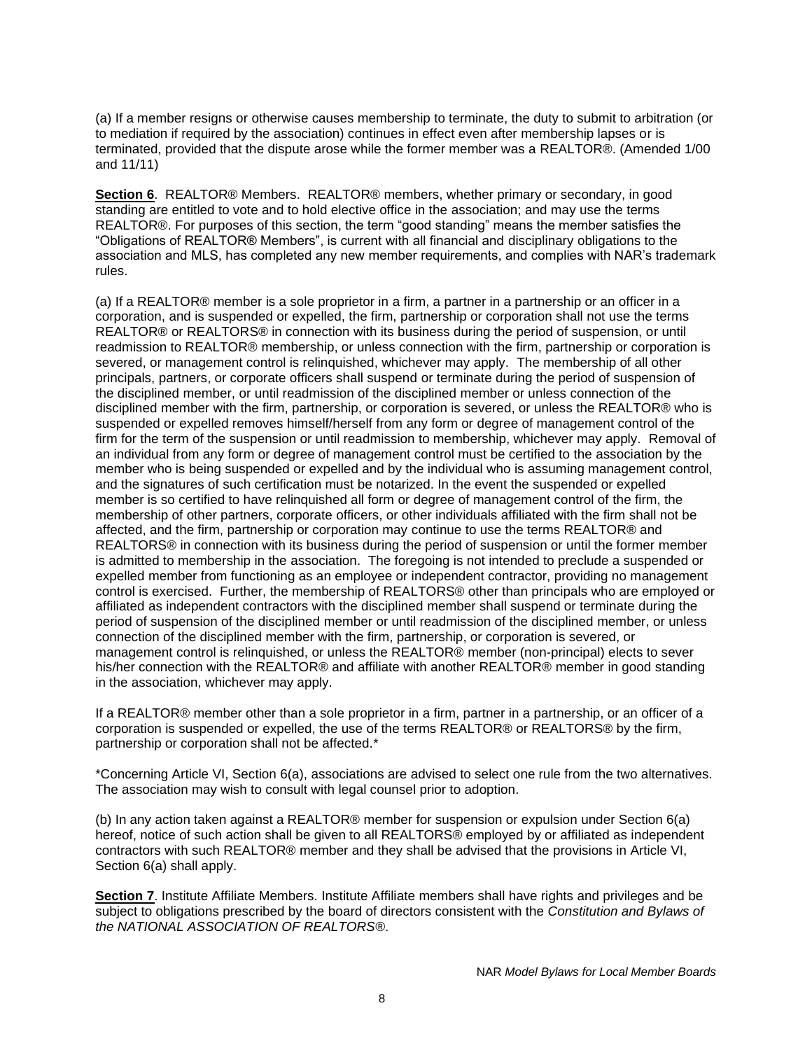(a) If a member resigns or otherwise causes membership to terminate, the duty to submit to arbitration (or to mediation if required by the association) continues in effect even after membership lapses or is terminated, provided that the dispute arose while the former member was a REALTOR®. (Amended 1/00 and 11/11)

**Section 6**. REALTOR® Members. REALTOR® members, whether primary or secondary, in good standing are entitled to vote and to hold elective office in the association; and may use the terms REALTOR®. For purposes of this section, the term "good standing" means the member satisfies the "Obligations of REALTOR® Members", is current with all financial and disciplinary obligations to the association and MLS, has completed any new member requirements, and complies with NAR's trademark rules.

(a) If a REALTOR® member is a sole proprietor in a firm, a partner in a partnership or an officer in a corporation, and is suspended or expelled, the firm, partnership or corporation shall not use the terms REALTOR® or REALTORS® in connection with its business during the period of suspension, or until readmission to REALTOR® membership, or unless connection with the firm, partnership or corporation is severed, or management control is relinquished, whichever may apply. The membership of all other principals, partners, or corporate officers shall suspend or terminate during the period of suspension of the disciplined member, or until readmission of the disciplined member or unless connection of the disciplined member with the firm, partnership, or corporation is severed, or unless the REALTOR® who is suspended or expelled removes himself/herself from any form or degree of management control of the firm for the term of the suspension or until readmission to membership, whichever may apply. Removal of an individual from any form or degree of management control must be certified to the association by the member who is being suspended or expelled and by the individual who is assuming management control, and the signatures of such certification must be notarized. In the event the suspended or expelled member is so certified to have relinquished all form or degree of management control of the firm, the membership of other partners, corporate officers, or other individuals affiliated with the firm shall not be affected, and the firm, partnership or corporation may continue to use the terms REALTOR® and REALTORS® in connection with its business during the period of suspension or until the former member is admitted to membership in the association. The foregoing is not intended to preclude a suspended or expelled member from functioning as an employee or independent contractor, providing no management control is exercised. Further, the membership of REALTORS® other than principals who are employed or affiliated as independent contractors with the disciplined member shall suspend or terminate during the period of suspension of the disciplined member or until readmission of the disciplined member, or unless connection of the disciplined member with the firm, partnership, or corporation is severed, or management control is relinquished, or unless the REALTOR® member (non-principal) elects to sever his/her connection with the REALTOR® and affiliate with another REALTOR® member in good standing in the association, whichever may apply.

If a REALTOR® member other than a sole proprietor in a firm, partner in a partnership, or an officer of a corporation is suspended or expelled, the use of the terms REALTOR® or REALTORS® by the firm, partnership or corporation shall not be affected.*

*Concerning Article VI, Section 6(a), associations are advised to select one rule from the two alternatives. The association may wish to consult with legal counsel prior to adoption.

(b) In any action taken against a REALTOR® member for suspension or expulsion under Section 6(a) hereof, notice of such action shall be given to all REALTORS® employed by or affiliated as independent contractors with such REALTOR® member and they shall be advised that the provisions in Article VI, Section 6(a) shall apply.

**Section 7**. Institute Affiliate Members. Institute Affiliate members shall have rights and privileges and be subject to obligations prescribed by the board of directors consistent with the *Constitution and Bylaws of the NATIONAL ASSOCIATION OF REALTORS®*.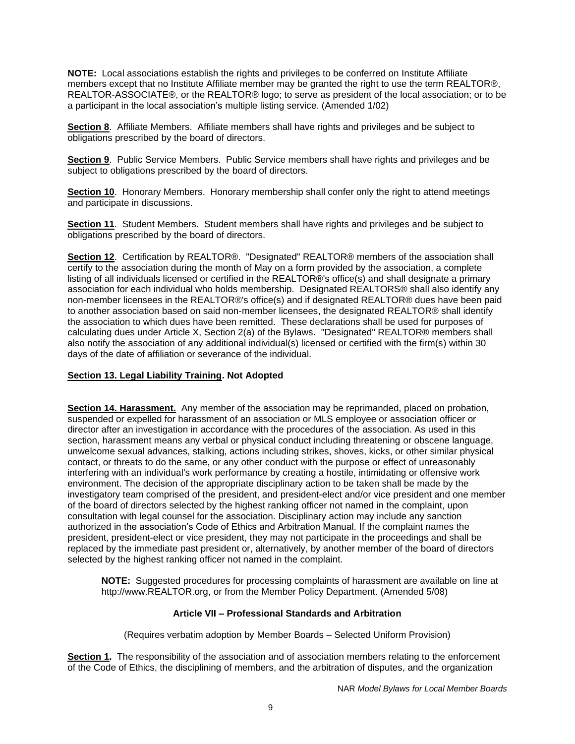**NOTE:** Local associations establish the rights and privileges to be conferred on Institute Affiliate members except that no Institute Affiliate member may be granted the right to use the term REALTOR®, REALTOR-ASSOCIATE®, or the REALTOR® logo; to serve as president of the local association; or to be a participant in the local association's multiple listing service. (Amended 1/02)

**Section 8**. Affiliate Members. Affiliate members shall have rights and privileges and be subject to obligations prescribed by the board of directors.

**Section 9**. Public Service Members. Public Service members shall have rights and privileges and be subject to obligations prescribed by the board of directors.

**Section 10**. Honorary Members. Honorary membership shall confer only the right to attend meetings and participate in discussions.

**Section 11**. Student Members. Student members shall have rights and privileges and be subject to obligations prescribed by the board of directors.

**Section 12**. Certification by REALTOR®. "Designated" REALTOR® members of the association shall certify to the association during the month of May on a form provided by the association, a complete listing of all individuals licensed or certified in the REALTOR®'s office(s) and shall designate a primary association for each individual who holds membership. Designated REALTORS® shall also identify any non-member licensees in the REALTOR®'s office(s) and if designated REALTOR® dues have been paid to another association based on said non-member licensees, the designated REALTOR® shall identify the association to which dues have been remitted. These declarations shall be used for purposes of calculating dues under Article X, Section 2(a) of the Bylaws. "Designated" REALTOR® members shall also notify the association of any additional individual(s) licensed or certified with the firm(s) within 30 days of the date of affiliation or severance of the individual.

**Section 13. Legal Liability Training. Not Adopted**

**Section 14. Harassment.** Any member of the association may be reprimanded, placed on probation, suspended or expelled for harassment of an association or MLS employee or association officer or director after an investigation in accordance with the procedures of the association. As used in this section, harassment means any verbal or physical conduct including threatening or obscene language, unwelcome sexual advances, stalking, actions including strikes, shoves, kicks, or other similar physical contact, or threats to do the same, or any other conduct with the purpose or effect of unreasonably interfering with an individual's work performance by creating a hostile, intimidating or offensive work environment. The decision of the appropriate disciplinary action to be taken shall be made by the investigatory team comprised of the president, and president-elect and/or vice president and one member of the board of directors selected by the highest ranking officer not named in the complaint, upon consultation with legal counsel for the association. Disciplinary action may include any sanction authorized in the association's Code of Ethics and Arbitration Manual. If the complaint names the president, president-elect or vice president, they may not participate in the proceedings and shall be replaced by the immediate past president or, alternatively, by another member of the board of directors selected by the highest ranking officer not named in the complaint.

> **NOTE:** Suggested procedures for processing complaints of harassment are available on line at http://www.REALTOR.org, or from the Member Policy Department. (Amended 5/08)

## Article VII – Professional Standards and Arbitration

(Requires verbatim adoption by Member Boards – Selected Uniform Provision)

**Section 1.** The responsibility of the association and of association members relating to the enforcement of the Code of Ethics, the disciplining of members, and the arbitration of disputes, and the organization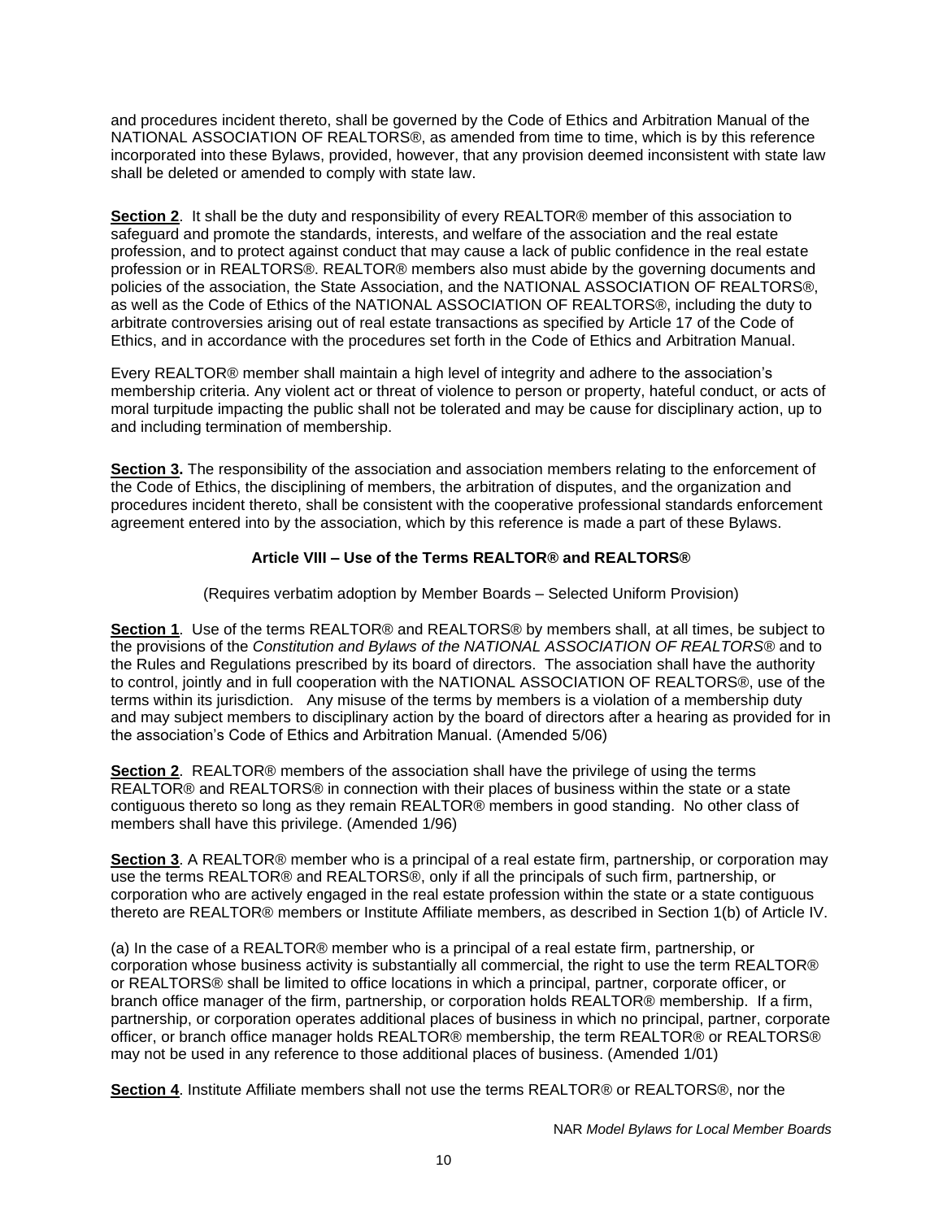and procedures incident thereto, shall be governed by the Code of Ethics and Arbitration Manual of the NATIONAL ASSOCIATION OF REALTORS®, as amended from time to time, which is by this reference incorporated into these Bylaws, provided, however, that any provision deemed inconsistent with state law shall be deleted or amended to comply with state law.

**Section 2**. It shall be the duty and responsibility of every REALTOR® member of this association to safeguard and promote the standards, interests, and welfare of the association and the real estate profession, and to protect against conduct that may cause a lack of public confidence in the real estate profession or in REALTORS®. REALTOR® members also must abide by the governing documents and policies of the association, the State Association, and the NATIONAL ASSOCIATION OF REALTORS®, as well as the Code of Ethics of the NATIONAL ASSOCIATION OF REALTORS®, including the duty to arbitrate controversies arising out of real estate transactions as specified by Article 17 of the Code of Ethics, and in accordance with the procedures set forth in the Code of Ethics and Arbitration Manual.

Every REALTOR® member shall maintain a high level of integrity and adhere to the association's membership criteria. Any violent act or threat of violence to person or property, hateful conduct, or acts of moral turpitude impacting the public shall not be tolerated and may be cause for disciplinary action, up to and including termination of membership.

**Section 3.** The responsibility of the association and association members relating to the enforcement of the Code of Ethics, the disciplining of members, the arbitration of disputes, and the organization and procedures incident thereto, shall be consistent with the cooperative professional standards enforcement agreement entered into by the association, which by this reference is made a part of these Bylaws.

## Article VIII – Use of the Terms REALTOR® and REALTORS®

(Requires verbatim adoption by Member Boards – Selected Uniform Provision)

**Section 1**. Use of the terms REALTOR® and REALTORS® by members shall, at all times, be subject to the provisions of the *Constitution and Bylaws of the NATIONAL ASSOCIATION OF REALTORS®* and to the Rules and Regulations prescribed by its board of directors. The association shall have the authority to control, jointly and in full cooperation with the NATIONAL ASSOCIATION OF REALTORS®, use of the terms within its jurisdiction. Any misuse of the terms by members is a violation of a membership duty and may subject members to disciplinary action by the board of directors after a hearing as provided for in the association's Code of Ethics and Arbitration Manual. (Amended 5/06)

**Section 2**. REALTOR® members of the association shall have the privilege of using the terms REALTOR® and REALTORS® in connection with their places of business within the state or a state contiguous thereto so long as they remain REALTOR® members in good standing. No other class of members shall have this privilege. (Amended 1/96)

**Section 3**. A REALTOR® member who is a principal of a real estate firm, partnership, or corporation may use the terms REALTOR® and REALTORS®, only if all the principals of such firm, partnership, or corporation who are actively engaged in the real estate profession within the state or a state contiguous thereto are REALTOR® members or Institute Affiliate members, as described in Section 1(b) of Article IV.

(a) In the case of a REALTOR® member who is a principal of a real estate firm, partnership, or corporation whose business activity is substantially all commercial, the right to use the term REALTOR® or REALTORS® shall be limited to office locations in which a principal, partner, corporate officer, or branch office manager of the firm, partnership, or corporation holds REALTOR® membership. If a firm, partnership, or corporation operates additional places of business in which no principal, partner, corporate officer, or branch office manager holds REALTOR® membership, the term REALTOR® or REALTORS® may not be used in any reference to those additional places of business. (Amended 1/01)

**Section 4**. Institute Affiliate members shall not use the terms REALTOR® or REALTORS®, nor the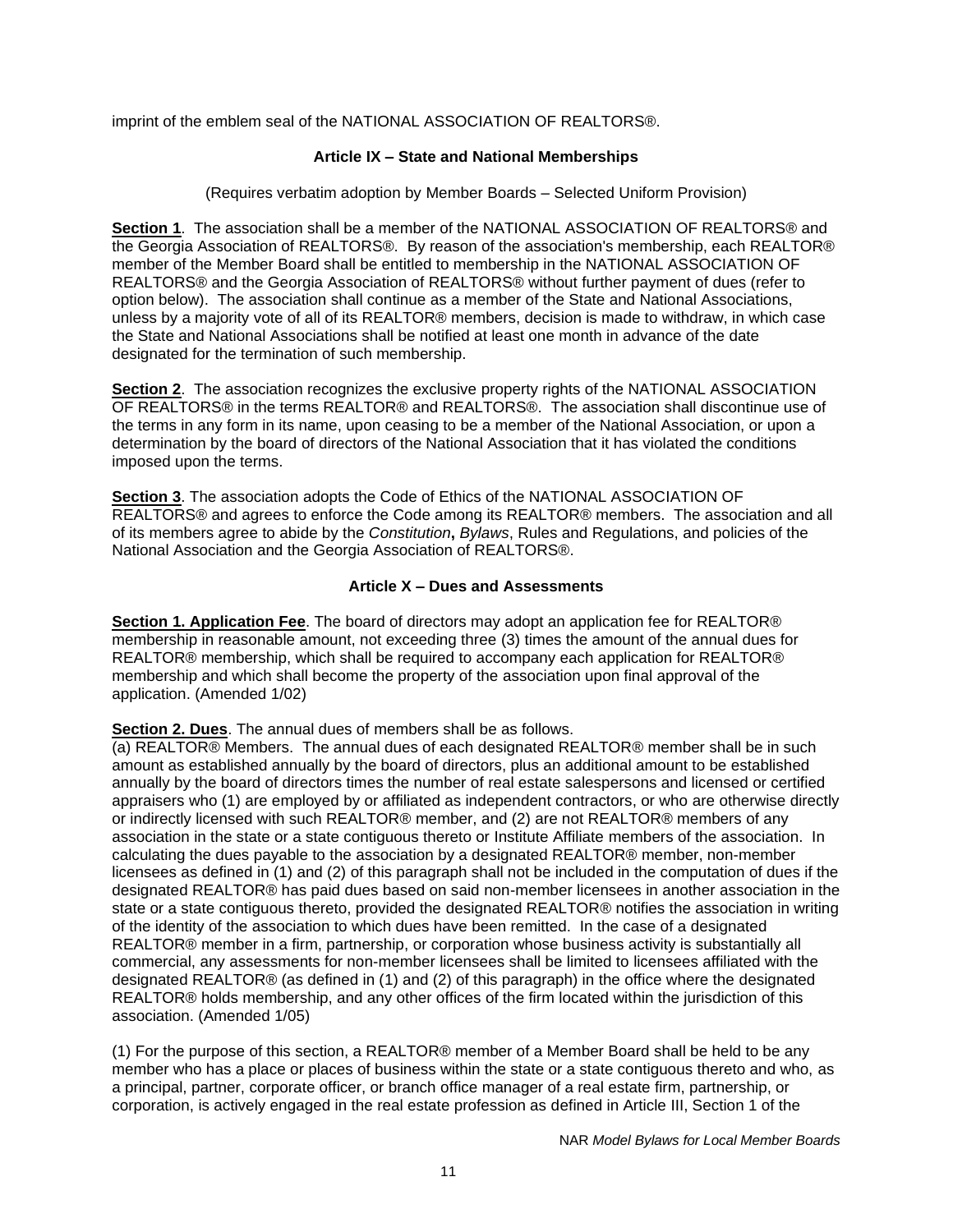imprint of the emblem seal of the NATIONAL ASSOCIATION OF REALTORS®.

### Article IX – State and National Memberships

(Requires verbatim adoption by Member Boards – Selected Uniform Provision)

**Section 1**. The association shall be a member of the NATIONAL ASSOCIATION OF REALTORS® and the Georgia Association of REALTORS®. By reason of the association's membership, each REALTOR® member of the Member Board shall be entitled to membership in the NATIONAL ASSOCIATION OF REALTORS® and the Georgia Association of REALTORS® without further payment of dues (refer to option below). The association shall continue as a member of the State and National Associations, unless by a majority vote of all of its REALTOR® members, decision is made to withdraw, in which case the State and National Associations shall be notified at least one month in advance of the date designated for the termination of such membership.

**Section 2**. The association recognizes the exclusive property rights of the NATIONAL ASSOCIATION OF REALTORS® in the terms REALTOR® and REALTORS®. The association shall discontinue use of the terms in any form in its name, upon ceasing to be a member of the National Association, or upon a determination by the board of directors of the National Association that it has violated the conditions imposed upon the terms.

**Section 3**. The association adopts the Code of Ethics of the NATIONAL ASSOCIATION OF REALTORS® and agrees to enforce the Code among its REALTOR® members. The association and all of its members agree to abide by the *Constitution***,** *Bylaws*, Rules and Regulations, and policies of the National Association and the Georgia Association of REALTORS®.

### Article X – Dues and Assessments

**Section 1. Application Fee**. The board of directors may adopt an application fee for REALTOR® membership in reasonable amount, not exceeding three (3) times the amount of the annual dues for REALTOR® membership, which shall be required to accompany each application for REALTOR® membership and which shall become the property of the association upon final approval of the application. (Amended 1/02)

**Section 2. Dues**. The annual dues of members shall be as follows.
(a) REALTOR® Members. The annual dues of each designated REALTOR® member shall be in such amount as established annually by the board of directors, plus an additional amount to be established annually by the board of directors times the number of real estate salespersons and licensed or certified appraisers who (1) are employed by or affiliated as independent contractors, or who are otherwise directly or indirectly licensed with such REALTOR® member, and (2) are not REALTOR® members of any association in the state or a state contiguous thereto or Institute Affiliate members of the association. In calculating the dues payable to the association by a designated REALTOR® member, non-member licensees as defined in (1) and (2) of this paragraph shall not be included in the computation of dues if the designated REALTOR® has paid dues based on said non-member licensees in another association in the state or a state contiguous thereto, provided the designated REALTOR® notifies the association in writing of the identity of the association to which dues have been remitted. In the case of a designated REALTOR® member in a firm, partnership, or corporation whose business activity is substantially all commercial, any assessments for non-member licensees shall be limited to licensees affiliated with the designated REALTOR® (as defined in (1) and (2) of this paragraph) in the office where the designated REALTOR® holds membership, and any other offices of the firm located within the jurisdiction of this association. (Amended 1/05)

(1) For the purpose of this section, a REALTOR® member of a Member Board shall be held to be any member who has a place or places of business within the state or a state contiguous thereto and who, as a principal, partner, corporate officer, or branch office manager of a real estate firm, partnership, or corporation, is actively engaged in the real estate profession as defined in Article III, Section 1 of the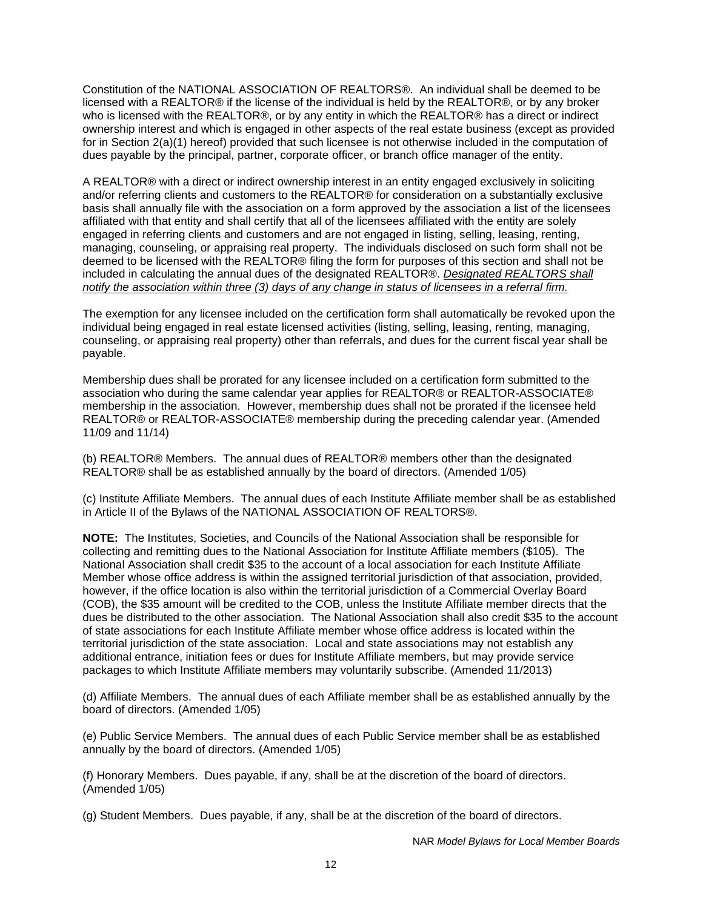Constitution of the NATIONAL ASSOCIATION OF REALTORS®. An individual shall be deemed to be licensed with a REALTOR® if the license of the individual is held by the REALTOR®, or by any broker who is licensed with the REALTOR®, or by any entity in which the REALTOR® has a direct or indirect ownership interest and which is engaged in other aspects of the real estate business (except as provided for in Section 2(a)(1) hereof) provided that such licensee is not otherwise included in the computation of dues payable by the principal, partner, corporate officer, or branch office manager of the entity.

A REALTOR® with a direct or indirect ownership interest in an entity engaged exclusively in soliciting and/or referring clients and customers to the REALTOR® for consideration on a substantially exclusive basis shall annually file with the association on a form approved by the association a list of the licensees affiliated with that entity and shall certify that all of the licensees affiliated with the entity are solely engaged in referring clients and customers and are not engaged in listing, selling, leasing, renting, managing, counseling, or appraising real property. The individuals disclosed on such form shall not be deemed to be licensed with the REALTOR® filing the form for purposes of this section and shall not be included in calculating the annual dues of the designated REALTOR®. *Designated REALTORS shall notify the association within three (3) days of any change in status of licensees in a referral firm.*

The exemption for any licensee included on the certification form shall automatically be revoked upon the individual being engaged in real estate licensed activities (listing, selling, leasing, renting, managing, counseling, or appraising real property) other than referrals, and dues for the current fiscal year shall be payable.

Membership dues shall be prorated for any licensee included on a certification form submitted to the association who during the same calendar year applies for REALTOR® or REALTOR-ASSOCIATE® membership in the association. However, membership dues shall not be prorated if the licensee held REALTOR® or REALTOR-ASSOCIATE® membership during the preceding calendar year. (Amended 11/09 and 11/14)

(b) REALTOR® Members. The annual dues of REALTOR® members other than the designated REALTOR® shall be as established annually by the board of directors. (Amended 1/05)

(c) Institute Affiliate Members. The annual dues of each Institute Affiliate member shall be as established in Article II of the Bylaws of the NATIONAL ASSOCIATION OF REALTORS®.

**NOTE:** The Institutes, Societies, and Councils of the National Association shall be responsible for collecting and remitting dues to the National Association for Institute Affiliate members ($105). The National Association shall credit $35 to the account of a local association for each Institute Affiliate Member whose office address is within the assigned territorial jurisdiction of that association, provided, however, if the office location is also within the territorial jurisdiction of a Commercial Overlay Board (COB), the $35 amount will be credited to the COB, unless the Institute Affiliate member directs that the dues be distributed to the other association. The National Association shall also credit $35 to the account of state associations for each Institute Affiliate member whose office address is located within the territorial jurisdiction of the state association. Local and state associations may not establish any additional entrance, initiation fees or dues for Institute Affiliate members, but may provide service packages to which Institute Affiliate members may voluntarily subscribe. (Amended 11/2013)

(d) Affiliate Members. The annual dues of each Affiliate member shall be as established annually by the board of directors. (Amended 1/05)

(e) Public Service Members. The annual dues of each Public Service member shall be as established annually by the board of directors. (Amended 1/05)

(f) Honorary Members. Dues payable, if any, shall be at the discretion of the board of directors. (Amended 1/05)

(g) Student Members. Dues payable, if any, shall be at the discretion of the board of directors.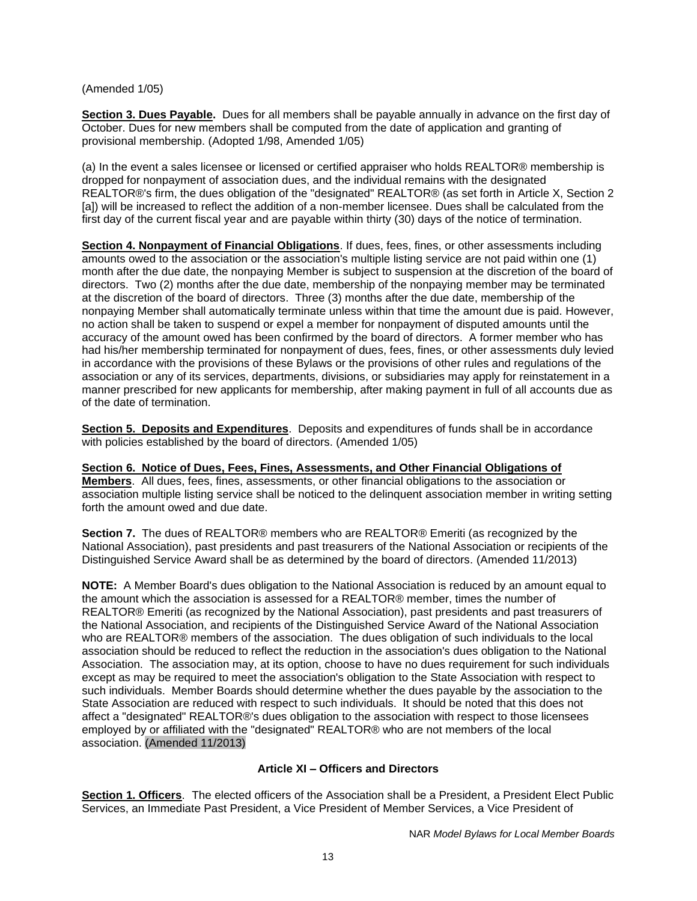(Amended 1/05)

**Section 3. Dues Payable.** Dues for all members shall be payable annually in advance on the first day of October. Dues for new members shall be computed from the date of application and granting of provisional membership. (Adopted 1/98, Amended 1/05)

(a) In the event a sales licensee or licensed or certified appraiser who holds REALTOR® membership is dropped for nonpayment of association dues, and the individual remains with the designated REALTOR®'s firm, the dues obligation of the "designated" REALTOR® (as set forth in Article X, Section 2 [a]) will be increased to reflect the addition of a non-member licensee. Dues shall be calculated from the first day of the current fiscal year and are payable within thirty (30) days of the notice of termination.

**Section 4. Nonpayment of Financial Obligations**. If dues, fees, fines, or other assessments including amounts owed to the association or the association's multiple listing service are not paid within one (1) month after the due date, the nonpaying Member is subject to suspension at the discretion of the board of directors. Two (2) months after the due date, membership of the nonpaying member may be terminated at the discretion of the board of directors. Three (3) months after the due date, membership of the nonpaying Member shall automatically terminate unless within that time the amount due is paid. However, no action shall be taken to suspend or expel a member for nonpayment of disputed amounts until the accuracy of the amount owed has been confirmed by the board of directors. A former member who has had his/her membership terminated for nonpayment of dues, fees, fines, or other assessments duly levied in accordance with the provisions of these Bylaws or the provisions of other rules and regulations of the association or any of its services, departments, divisions, or subsidiaries may apply for reinstatement in a manner prescribed for new applicants for membership, after making payment in full of all accounts due as of the date of termination.

**Section 5. Deposits and Expenditures**. Deposits and expenditures of funds shall be in accordance with policies established by the board of directors. (Amended 1/05)

**Section 6. Notice of Dues, Fees, Fines, Assessments, and Other Financial Obligations of Members**. All dues, fees, fines, assessments, or other financial obligations to the association or association multiple listing service shall be noticed to the delinquent association member in writing setting forth the amount owed and due date.

**Section 7.** The dues of REALTOR® members who are REALTOR® Emeriti (as recognized by the National Association), past presidents and past treasurers of the National Association or recipients of the Distinguished Service Award shall be as determined by the board of directors. (Amended 11/2013)

**NOTE:** A Member Board's dues obligation to the National Association is reduced by an amount equal to the amount which the association is assessed for a REALTOR® member, times the number of REALTOR® Emeriti (as recognized by the National Association), past presidents and past treasurers of the National Association, and recipients of the Distinguished Service Award of the National Association who are REALTOR® members of the association. The dues obligation of such individuals to the local association should be reduced to reflect the reduction in the association's dues obligation to the National Association. The association may, at its option, choose to have no dues requirement for such individuals except as may be required to meet the association's obligation to the State Association with respect to such individuals. Member Boards should determine whether the dues payable by the association to the State Association are reduced with respect to such individuals. It should be noted that this does not affect a "designated" REALTOR®'s dues obligation to the association with respect to those licensees employed by or affiliated with the "designated" REALTOR® who are not members of the local association. (Amended 11/2013)

## Article XI – Officers and Directors

**Section 1. Officers**. The elected officers of the Association shall be a President, a President Elect Public Services, an Immediate Past President, a Vice President of Member Services, a Vice President of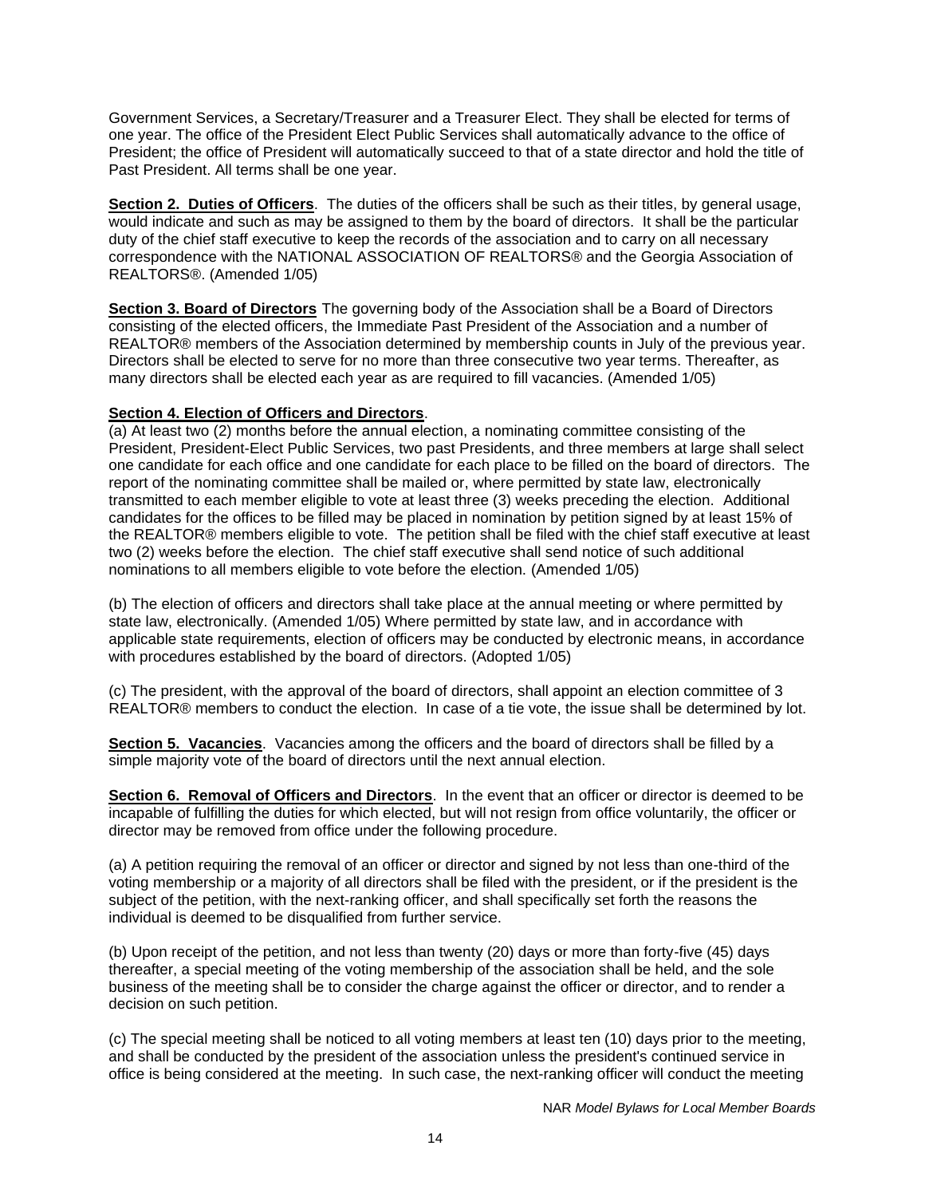Government Services, a Secretary/Treasurer and a Treasurer Elect. They shall be elected for terms of one year. The office of the President Elect Public Services shall automatically advance to the office of President; the office of President will automatically succeed to that of a state director and hold the title of Past President. All terms shall be one year.

**Section 2. Duties of Officers**. The duties of the officers shall be such as their titles, by general usage, would indicate and such as may be assigned to them by the board of directors. It shall be the particular duty of the chief staff executive to keep the records of the association and to carry on all necessary correspondence with the NATIONAL ASSOCIATION OF REALTORS® and the Georgia Association of REALTORS®. (Amended 1/05)

**Section 3. Board of Directors** The governing body of the Association shall be a Board of Directors consisting of the elected officers, the Immediate Past President of the Association and a number of REALTOR® members of the Association determined by membership counts in July of the previous year. Directors shall be elected to serve for no more than three consecutive two year terms. Thereafter, as many directors shall be elected each year as are required to fill vacancies. (Amended 1/05)

**Section 4. Election of Officers and Directors**.

(a) At least two (2) months before the annual election, a nominating committee consisting of the President, President-Elect Public Services, two past Presidents, and three members at large shall select one candidate for each office and one candidate for each place to be filled on the board of directors. The report of the nominating committee shall be mailed or, where permitted by state law, electronically transmitted to each member eligible to vote at least three (3) weeks preceding the election. Additional candidates for the offices to be filled may be placed in nomination by petition signed by at least 15% of the REALTOR® members eligible to vote. The petition shall be filed with the chief staff executive at least two (2) weeks before the election. The chief staff executive shall send notice of such additional nominations to all members eligible to vote before the election. (Amended 1/05)

(b) The election of officers and directors shall take place at the annual meeting or where permitted by state law, electronically. (Amended 1/05) Where permitted by state law, and in accordance with applicable state requirements, election of officers may be conducted by electronic means, in accordance with procedures established by the board of directors. (Adopted 1/05)

(c) The president, with the approval of the board of directors, shall appoint an election committee of 3 REALTOR® members to conduct the election. In case of a tie vote, the issue shall be determined by lot.

**Section 5. Vacancies**. Vacancies among the officers and the board of directors shall be filled by a simple majority vote of the board of directors until the next annual election.

**Section 6. Removal of Officers and Directors**. In the event that an officer or director is deemed to be incapable of fulfilling the duties for which elected, but will not resign from office voluntarily, the officer or director may be removed from office under the following procedure.

(a) A petition requiring the removal of an officer or director and signed by not less than one-third of the voting membership or a majority of all directors shall be filed with the president, or if the president is the subject of the petition, with the next-ranking officer, and shall specifically set forth the reasons the individual is deemed to be disqualified from further service.

(b) Upon receipt of the petition, and not less than twenty (20) days or more than forty-five (45) days thereafter, a special meeting of the voting membership of the association shall be held, and the sole business of the meeting shall be to consider the charge against the officer or director, and to render a decision on such petition.

(c) The special meeting shall be noticed to all voting members at least ten (10) days prior to the meeting, and shall be conducted by the president of the association unless the president's continued service in office is being considered at the meeting. In such case, the next-ranking officer will conduct the meeting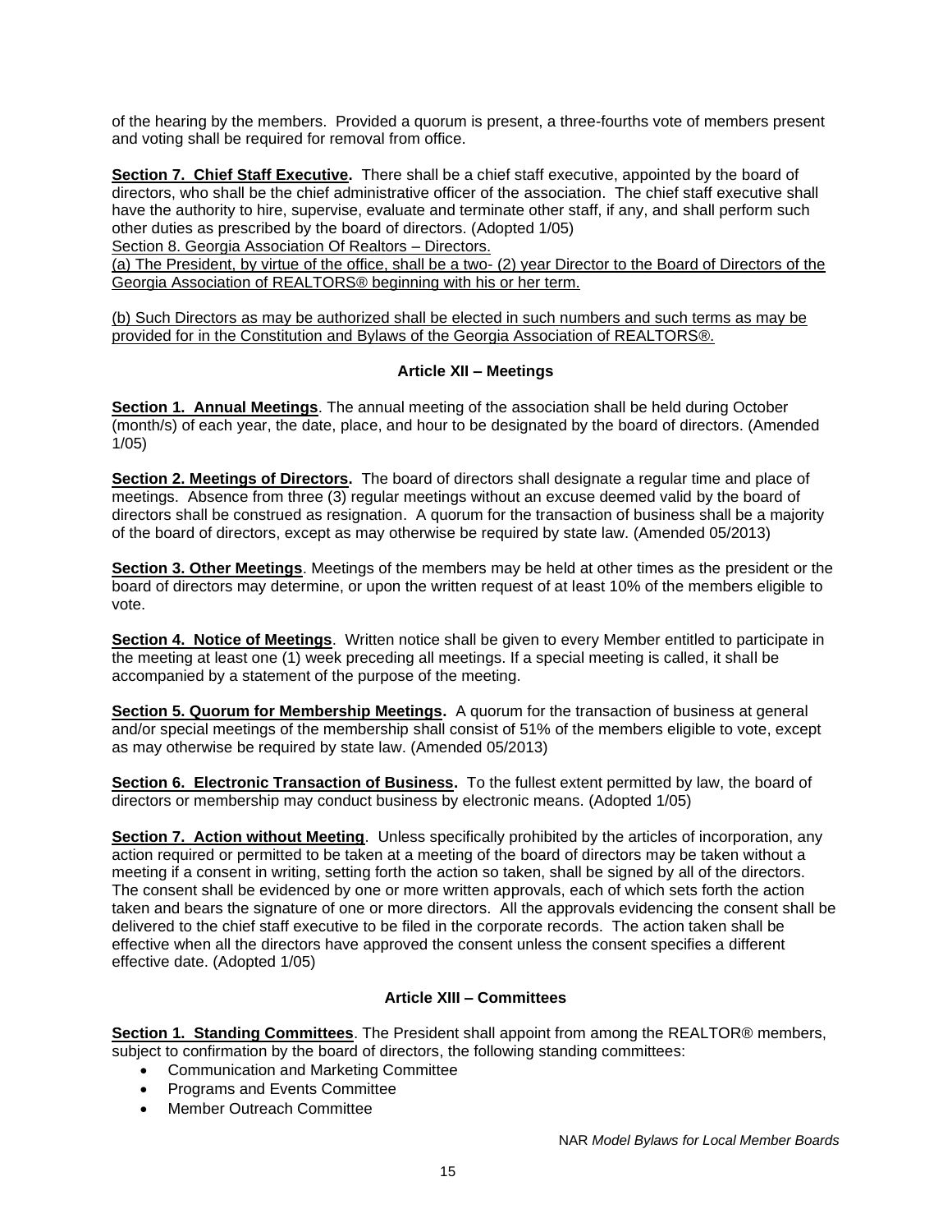of the hearing by the members. Provided a quorum is present, a three-fourths vote of members present and voting shall be required for removal from office.

**Section 7. Chief Staff Executive.** There shall be a chief staff executive, appointed by the board of directors, who shall be the chief administrative officer of the association. The chief staff executive shall have the authority to hire, supervise, evaluate and terminate other staff, if any, and shall perform such other duties as prescribed by the board of directors. (Adopted 1/05)

Section 8. Georgia Association Of Realtors – Directors.

(a) The President, by virtue of the office, shall be a two- (2) year Director to the Board of Directors of the Georgia Association of REALTORS® beginning with his or her term.

(b) Such Directors as may be authorized shall be elected in such numbers and such terms as may be provided for in the Constitution and Bylaws of the Georgia Association of REALTORS®.

### Article XII – Meetings

**Section 1. Annual Meetings**. The annual meeting of the association shall be held during October (month/s) of each year, the date, place, and hour to be designated by the board of directors. (Amended 1/05)

**Section 2. Meetings of Directors.** The board of directors shall designate a regular time and place of meetings. Absence from three (3) regular meetings without an excuse deemed valid by the board of directors shall be construed as resignation. A quorum for the transaction of business shall be a majority of the board of directors, except as may otherwise be required by state law. (Amended 05/2013)

**Section 3. Other Meetings**. Meetings of the members may be held at other times as the president or the board of directors may determine, or upon the written request of at least 10% of the members eligible to vote.

**Section 4. Notice of Meetings**. Written notice shall be given to every Member entitled to participate in the meeting at least one (1) week preceding all meetings. If a special meeting is called, it shall be accompanied by a statement of the purpose of the meeting.

**Section 5. Quorum for Membership Meetings.** A quorum for the transaction of business at general and/or special meetings of the membership shall consist of 51% of the members eligible to vote, except as may otherwise be required by state law. (Amended 05/2013)

**Section 6. Electronic Transaction of Business.** To the fullest extent permitted by law, the board of directors or membership may conduct business by electronic means. (Adopted 1/05)

**Section 7. Action without Meeting**. Unless specifically prohibited by the articles of incorporation, any action required or permitted to be taken at a meeting of the board of directors may be taken without a meeting if a consent in writing, setting forth the action so taken, shall be signed by all of the directors. The consent shall be evidenced by one or more written approvals, each of which sets forth the action taken and bears the signature of one or more directors. All the approvals evidencing the consent shall be delivered to the chief staff executive to be filed in the corporate records. The action taken shall be effective when all the directors have approved the consent unless the consent specifies a different effective date. (Adopted 1/05)

### Article XIII – Committees

**Section 1. Standing Committees**. The President shall appoint from among the REALTOR® members, subject to confirmation by the board of directors, the following standing committees:

- Communication and Marketing Committee
- Programs and Events Committee
- Member Outreach Committee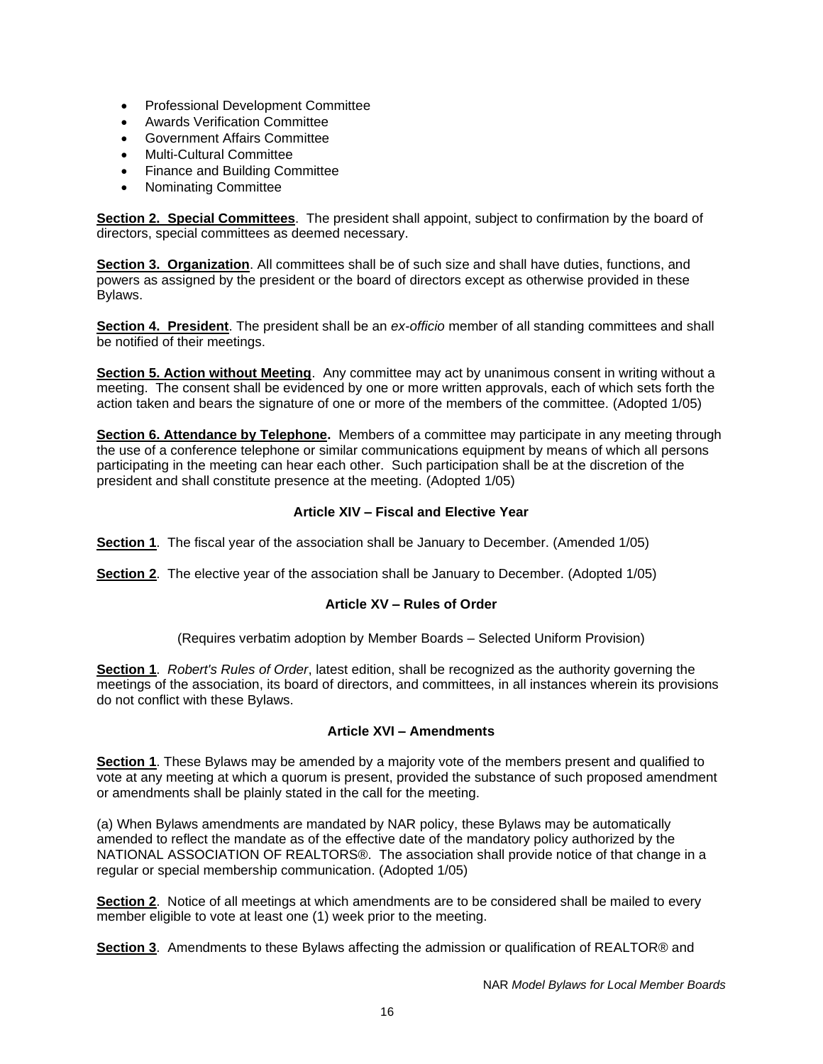- Professional Development Committee
- Awards Verification Committee
- Government Affairs Committee
- Multi-Cultural Committee
- Finance and Building Committee
- Nominating Committee

**Section 2. Special Committees**. The president shall appoint, subject to confirmation by the board of directors, special committees as deemed necessary.

**Section 3. Organization**. All committees shall be of such size and shall have duties, functions, and powers as assigned by the president or the board of directors except as otherwise provided in these Bylaws.

**Section 4. President**. The president shall be an *ex-officio* member of all standing committees and shall be notified of their meetings.

**Section 5. Action without Meeting**. Any committee may act by unanimous consent in writing without a meeting. The consent shall be evidenced by one or more written approvals, each of which sets forth the action taken and bears the signature of one or more of the members of the committee. (Adopted 1/05)

**Section 6. Attendance by Telephone.** Members of a committee may participate in any meeting through the use of a conference telephone or similar communications equipment by means of which all persons participating in the meeting can hear each other. Such participation shall be at the discretion of the president and shall constitute presence at the meeting. (Adopted 1/05)

## Article XIV – Fiscal and Elective Year

**Section 1**. The fiscal year of the association shall be January to December. (Amended 1/05)

**Section 2**. The elective year of the association shall be January to December. (Adopted 1/05)

## Article XV – Rules of Order

(Requires verbatim adoption by Member Boards – Selected Uniform Provision)

**Section 1**. *Robert's Rules of Order*, latest edition, shall be recognized as the authority governing the meetings of the association, its board of directors, and committees, in all instances wherein its provisions do not conflict with these Bylaws.

## Article XVI – Amendments

**Section 1**. These Bylaws may be amended by a majority vote of the members present and qualified to vote at any meeting at which a quorum is present, provided the substance of such proposed amendment or amendments shall be plainly stated in the call for the meeting.

(a) When Bylaws amendments are mandated by NAR policy, these Bylaws may be automatically amended to reflect the mandate as of the effective date of the mandatory policy authorized by the NATIONAL ASSOCIATION OF REALTORS®. The association shall provide notice of that change in a regular or special membership communication. (Adopted 1/05)

**Section 2**. Notice of all meetings at which amendments are to be considered shall be mailed to every member eligible to vote at least one (1) week prior to the meeting.

**Section 3**. Amendments to these Bylaws affecting the admission or qualification of REALTOR® and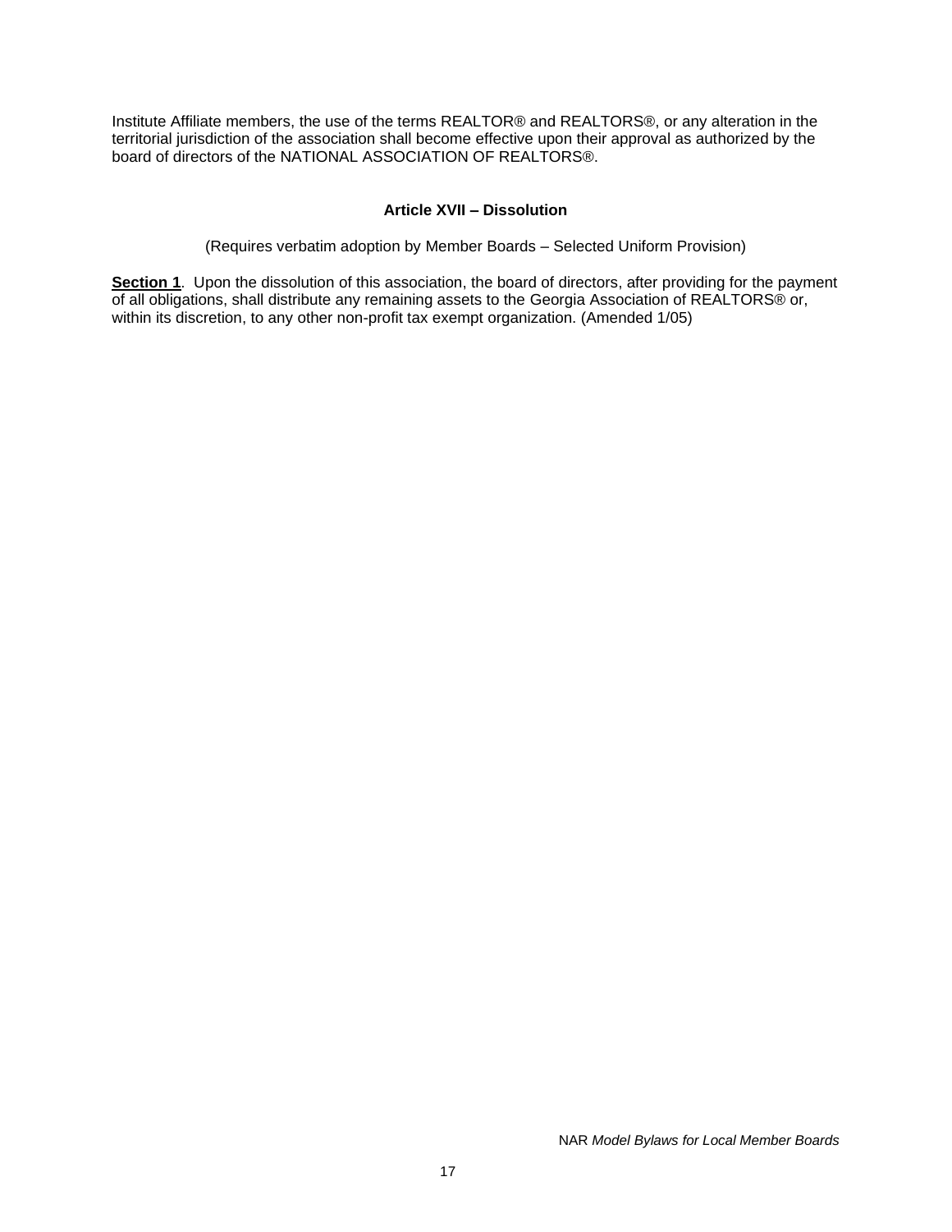Institute Affiliate members, the use of the terms REALTOR® and REALTORS®, or any alteration in the territorial jurisdiction of the association shall become effective upon their approval as authorized by the board of directors of the NATIONAL ASSOCIATION OF REALTORS®.

## Article XVII – Dissolution

(Requires verbatim adoption by Member Boards – Selected Uniform Provision)

**Section 1**. Upon the dissolution of this association, the board of directors, after providing for the payment of all obligations, shall distribute any remaining assets to the Georgia Association of REALTORS® or, within its discretion, to any other non-profit tax exempt organization. (Amended 1/05)